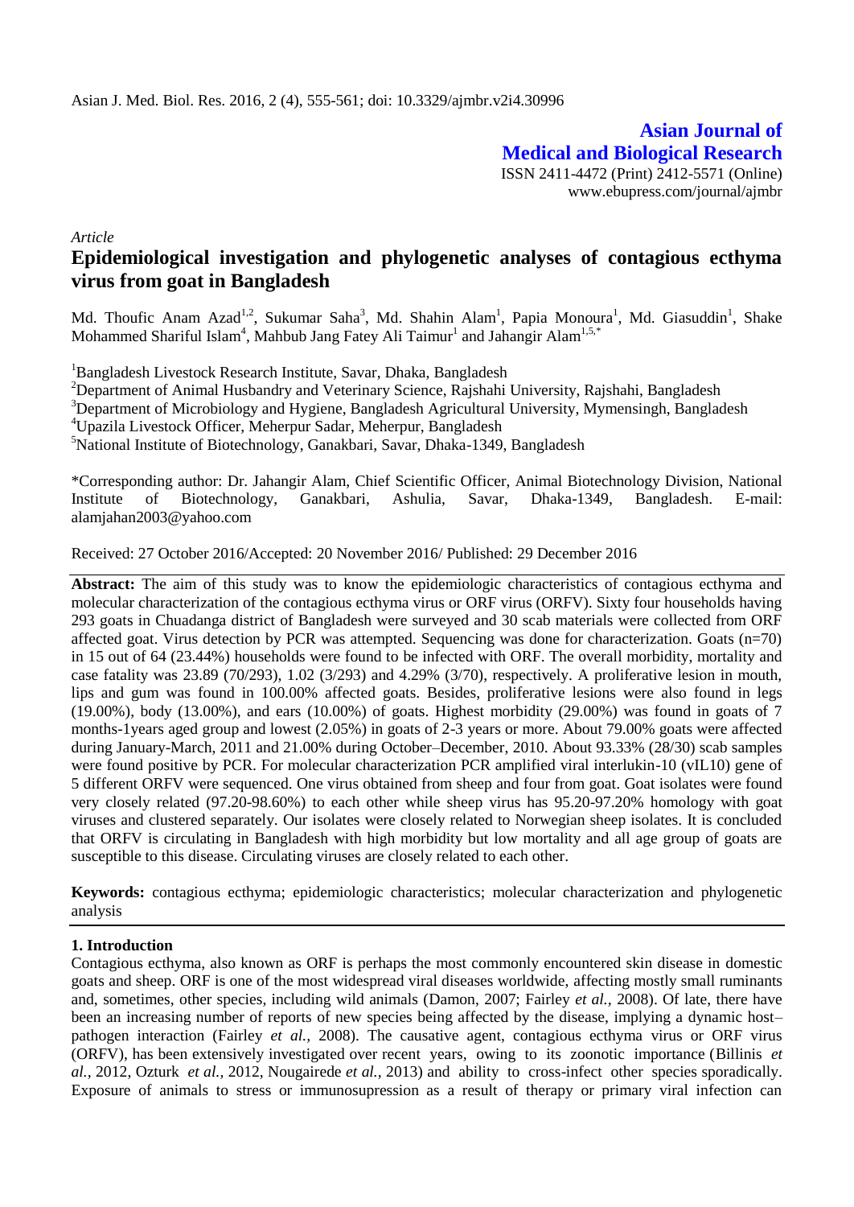**Asian Journal of Medical and Biological Research**

ISSN 2411-4472 (Print) 2412-5571 (Online)
www.ebupress.com/journal/ajmbr

*Article*

# Epidemiological investigation and phylogenetic analyses of contagious ecthyma virus from goat in Bangladesh

Md. Thoufic Anam Azad[1,2], Sukumar Saha[3], Md. Shahin Alam[1], Papia Monoura[1], Md. Giasuddin[1], Shake Mohammed Shariful Islam[4], Mahbub Jang Fatey Ali Taimur[1] and Jahangir Alam[1,5,*]

[1]Bangladesh Livestock Research Institute, Savar, Dhaka, Bangladesh
[2]Department of Animal Husbandry and Veterinary Science, Rajshahi University, Rajshahi, Bangladesh
[3]Department of Microbiology and Hygiene, Bangladesh Agricultural University, Mymensingh, Bangladesh
[4]Upazila Livestock Officer, Meherpur Sadar, Meherpur, Bangladesh
[5]National Institute of Biotechnology, Ganakbari, Savar, Dhaka-1349, Bangladesh

*Corresponding author: Dr. Jahangir Alam, Chief Scientific Officer, Animal Biotechnology Division, National Institute of Biotechnology, Ganakbari, Ashulia, Savar, Dhaka-1349, Bangladesh. E-mail: alamjahan2003@yahoo.com

Received: 27 October 2016/Accepted: 20 November 2016/ Published: 29 December 2016

**Abstract:** The aim of this study was to know the epidemiologic characteristics of contagious ecthyma and molecular characterization of the contagious ecthyma virus or ORF virus (ORFV). Sixty four households having 293 goats in Chuadanga district of Bangladesh were surveyed and 30 scab materials were collected from ORF affected goat. Virus detection by PCR was attempted. Sequencing was done for characterization. Goats (n=70) in 15 out of 64 (23.44%) households were found to be infected with ORF. The overall morbidity, mortality and case fatality was 23.89 (70/293), 1.02 (3/293) and 4.29% (3/70), respectively. A proliferative lesion in mouth, lips and gum was found in 100.00% affected goats. Besides, proliferative lesions were also found in legs (19.00%), body (13.00%), and ears (10.00%) of goats. Highest morbidity (29.00%) was found in goats of 7 months-1years aged group and lowest (2.05%) in goats of 2-3 years or more. About 79.00% goats were affected during January-March, 2011 and 21.00% during October–December, 2010. About 93.33% (28/30) scab samples were found positive by PCR. For molecular characterization PCR amplified viral interlukin-10 (vIL10) gene of 5 different ORFV were sequenced. One virus obtained from sheep and four from goat. Goat isolates were found very closely related (97.20-98.60%) to each other while sheep virus has 95.20-97.20% homology with goat viruses and clustered separately. Our isolates were closely related to Norwegian sheep isolates. It is concluded that ORFV is circulating in Bangladesh with high morbidity but low mortality and all age group of goats are susceptible to this disease. Circulating viruses are closely related to each other.

**Keywords:** contagious ecthyma; epidemiologic characteristics; molecular characterization and phylogenetic analysis

## 1. Introduction

Contagious ecthyma, also known as ORF is perhaps the most commonly encountered skin disease in domestic goats and sheep. ORF is one of the most widespread viral diseases worldwide, affecting mostly small ruminants and, sometimes, other species, including wild animals (Damon, 2007; Fairley *et al.,* 2008). Of late, there have been an increasing number of reports of new species being affected by the disease, implying a dynamic host–pathogen interaction (Fairley *et al.,* 2008). The causative agent, contagious ecthyma virus or ORF virus (ORFV), has been extensively investigated over recent years, owing to its zoonotic importance (Billinis *et al.,* 2012, Ozturk *et al.,* 2012, Nougairede *et al.,* 2013) and ability to cross-infect other species sporadically. Exposure of animals to stress or immunosupression as a result of therapy or primary viral infection can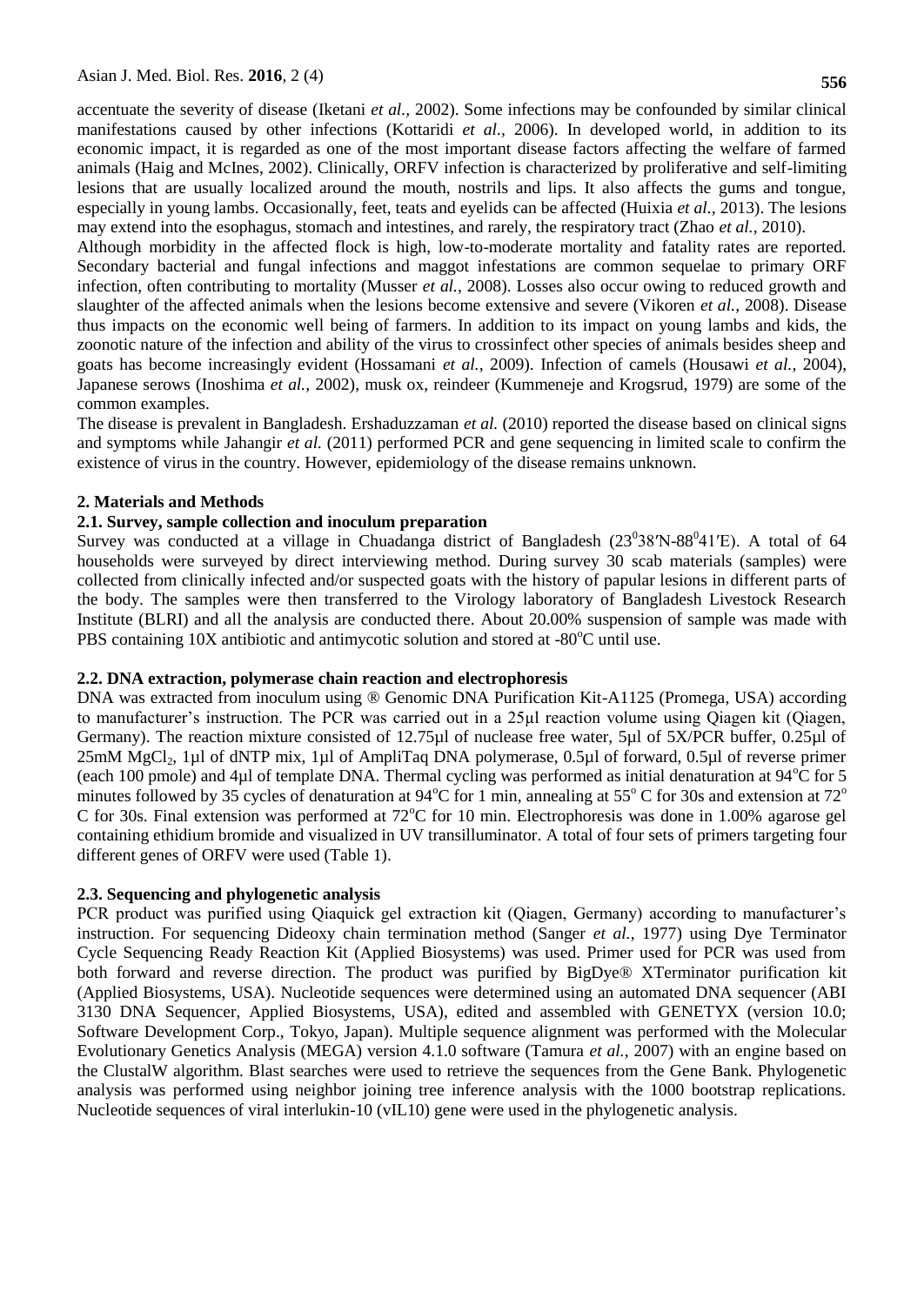accentuate the severity of disease (Iketani *et al.,* 2002). Some infections may be confounded by similar clinical manifestations caused by other infections (Kottaridi *et al.,* 2006). In developed world, in addition to its economic impact, it is regarded as one of the most important disease factors affecting the welfare of farmed animals (Haig and McInes, 2002). Clinically, ORFV infection is characterized by proliferative and self-limiting lesions that are usually localized around the mouth, nostrils and lips. It also affects the gums and tongue, especially in young lambs. Occasionally, feet, teats and eyelids can be affected (Huixia *et al.,* 2013). The lesions may extend into the esophagus, stomach and intestines, and rarely, the respiratory tract (Zhao *et al.,* 2010).

Although morbidity in the affected flock is high, low-to-moderate mortality and fatality rates are reported. Secondary bacterial and fungal infections and maggot infestations are common sequelae to primary ORF infection, often contributing to mortality (Musser *et al.,* 2008). Losses also occur owing to reduced growth and slaughter of the affected animals when the lesions become extensive and severe (Vikoren *et al.,* 2008). Disease thus impacts on the economic well being of farmers. In addition to its impact on young lambs and kids, the zoonotic nature of the infection and ability of the virus to crossinfect other species of animals besides sheep and goats has become increasingly evident (Hossamani *et al.,* 2009). Infection of camels (Housawi *et al.,* 2004), Japanese serows (Inoshima *et al.,* 2002), musk ox, reindeer (Kummeneje and Krogsrud, 1979) are some of the common examples.

The disease is prevalent in Bangladesh. Ershaduzzaman *et al.* (2010) reported the disease based on clinical signs and symptoms while Jahangir *et al.* (2011) performed PCR and gene sequencing in limited scale to confirm the existence of virus in the country. However, epidemiology of the disease remains unknown.

## 2. Materials and Methods

### 2.1. Survey, sample collection and inoculum preparation

Survey was conducted at a village in Chuadanga district of Bangladesh ($23^{0}38'$N-$88^{0}41'$E). A total of 64 households were surveyed by direct interviewing method. During survey 30 scab materials (samples) were collected from clinically infected and/or suspected goats with the history of papular lesions in different parts of the body. The samples were then transferred to the Virology laboratory of Bangladesh Livestock Research Institute (BLRI) and all the analysis are conducted there. About 20.00% suspension of sample was made with PBS containing 10X antibiotic and antimycotic solution and stored at -80$^{o}$C until use.

### 2.2. DNA extraction, polymerase chain reaction and electrophoresis

DNA was extracted from inoculum using ® Genomic DNA Purification Kit-A1125 (Promega, USA) according to manufacturer's instruction. The PCR was carried out in a 25µl reaction volume using Qiagen kit (Qiagen, Germany). The reaction mixture consisted of 12.75µl of nuclease free water, 5µl of 5X/PCR buffer, 0.25µl of 25mM $MgCl_2$, 1µl of dNTP mix, 1µl of AmpliTaq DNA polymerase, 0.5µl of forward, 0.5µl of reverse primer (each 100 pmole) and 4µl of template DNA. Thermal cycling was performed as initial denaturation at 94$^{o}$C for 5 minutes followed by 35 cycles of denaturation at 94$^{o}$C for 1 min, annealing at 55$^{o}$ C for 30s and extension at 72$^{o}$ C for 30s. Final extension was performed at 72$^{o}$C for 10 min. Electrophoresis was done in 1.00% agarose gel containing ethidium bromide and visualized in UV transilluminator. A total of four sets of primers targeting four different genes of ORFV were used (Table 1).

### 2.3. Sequencing and phylogenetic analysis

PCR product was purified using Qiaquick gel extraction kit (Qiagen, Germany) according to manufacturer's instruction. For sequencing Dideoxy chain termination method (Sanger *et al.,* 1977) using Dye Terminator Cycle Sequencing Ready Reaction Kit (Applied Biosystems) was used. Primer used for PCR was used from both forward and reverse direction. The product was purified by BigDye® XTerminator purification kit (Applied Biosystems, USA). Nucleotide sequences were determined using an automated DNA sequencer (ABI 3130 DNA Sequencer, Applied Biosystems, USA), edited and assembled with GENETYX (version 10.0; Software Development Corp., Tokyo, Japan). Multiple sequence alignment was performed with the Molecular Evolutionary Genetics Analysis (MEGA) version 4.1.0 software (Tamura *et al.,* 2007) with an engine based on the ClustalW algorithm. Blast searches were used to retrieve the sequences from the Gene Bank. Phylogenetic analysis was performed using neighbor joining tree inference analysis with the 1000 bootstrap replications. Nucleotide sequences of viral interlukin-10 (vIL10) gene were used in the phylogenetic analysis.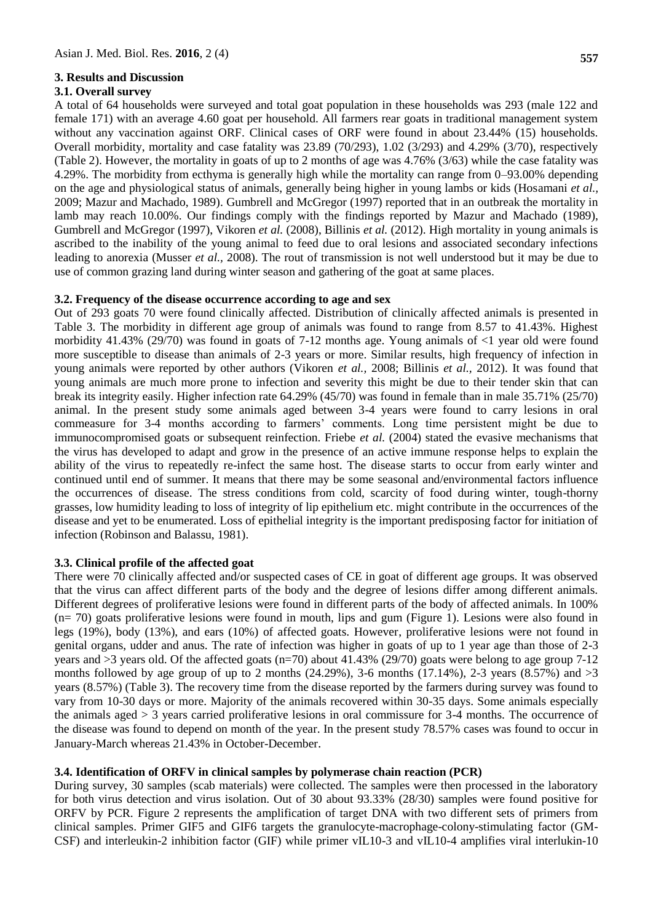## 3. Results and Discussion

### 3.1. Overall survey

A total of 64 households were surveyed and total goat population in these households was 293 (male 122 and female 171) with an average 4.60 goat per household. All farmers rear goats in traditional management system without any vaccination against ORF. Clinical cases of ORF were found in about 23.44% (15) households. Overall morbidity, mortality and case fatality was 23.89 (70/293), 1.02 (3/293) and 4.29% (3/70), respectively (Table 2). However, the mortality in goats of up to 2 months of age was 4.76% (3/63) while the case fatality was 4.29%. The morbidity from ecthyma is generally high while the mortality can range from 0–93.00% depending on the age and physiological status of animals, generally being higher in young lambs or kids (Hosamani *et al.,* 2009; Mazur and Machado, 1989). Gumbrell and McGregor (1997) reported that in an outbreak the mortality in lamb may reach 10.00%. Our findings comply with the findings reported by Mazur and Machado (1989), Gumbrell and McGregor (1997), Vikoren *et al.* (2008), Billinis *et al.* (2012). High mortality in young animals is ascribed to the inability of the young animal to feed due to oral lesions and associated secondary infections leading to anorexia (Musser *et al.,* 2008). The rout of transmission is not well understood but it may be due to use of common grazing land during winter season and gathering of the goat at same places.

### 3.2. Frequency of the disease occurrence according to age and sex

Out of 293 goats 70 were found clinically affected. Distribution of clinically affected animals is presented in Table 3. The morbidity in different age group of animals was found to range from 8.57 to 41.43%. Highest morbidity 41.43% (29/70) was found in goats of 7-12 months age. Young animals of <1 year old were found more susceptible to disease than animals of 2-3 years or more. Similar results, high frequency of infection in young animals were reported by other authors (Vikoren *et al.,* 2008; Billinis *et al.,* 2012). It was found that young animals are much more prone to infection and severity this might be due to their tender skin that can break its integrity easily. Higher infection rate 64.29% (45/70) was found in female than in male 35.71% (25/70) animal. In the present study some animals aged between 3-4 years were found to carry lesions in oral commeasure for 3-4 months according to farmers' comments. Long time persistent might be due to immunocompromised goats or subsequent reinfection. Friebe *et al.* (2004) stated the evasive mechanisms that the virus has developed to adapt and grow in the presence of an active immune response helps to explain the ability of the virus to repeatedly re-infect the same host. The disease starts to occur from early winter and continued until end of summer. It means that there may be some seasonal and/environmental factors influence the occurrences of disease. The stress conditions from cold, scarcity of food during winter, tough-thorny grasses, low humidity leading to loss of integrity of lip epithelium etc. might contribute in the occurrences of the disease and yet to be enumerated. Loss of epithelial integrity is the important predisposing factor for initiation of infection (Robinson and Balassu, 1981).

### 3.3. Clinical profile of the affected goat

There were 70 clinically affected and/or suspected cases of CE in goat of different age groups. It was observed that the virus can affect different parts of the body and the degree of lesions differ among different animals. Different degrees of proliferative lesions were found in different parts of the body of affected animals. In 100% (n= 70) goats proliferative lesions were found in mouth, lips and gum (Figure 1). Lesions were also found in legs (19%), body (13%), and ears (10%) of affected goats. However, proliferative lesions were not found in genital organs, udder and anus. The rate of infection was higher in goats of up to 1 year age than those of 2-3 years and >3 years old. Of the affected goats (n=70) about 41.43% (29/70) goats were belong to age group 7-12 months followed by age group of up to 2 months (24.29%), 3-6 months (17.14%), 2-3 years (8.57%) and >3 years (8.57%) (Table 3). The recovery time from the disease reported by the farmers during survey was found to vary from 10-30 days or more. Majority of the animals recovered within 30-35 days. Some animals especially the animals aged > 3 years carried proliferative lesions in oral commissure for 3-4 months. The occurrence of the disease was found to depend on month of the year. In the present study 78.57% cases was found to occur in January-March whereas 21.43% in October-December.

### 3.4. Identification of ORFV in clinical samples by polymerase chain reaction (PCR)

During survey, 30 samples (scab materials) were collected. The samples were then processed in the laboratory for both virus detection and virus isolation. Out of 30 about 93.33% (28/30) samples were found positive for ORFV by PCR. Figure 2 represents the amplification of target DNA with two different sets of primers from clinical samples. Primer GIF5 and GIF6 targets the granulocyte-macrophage-colony-stimulating factor (GM-CSF) and interleukin-2 inhibition factor (GIF) while primer vIL10-3 and vIL10-4 amplifies viral interlukin-10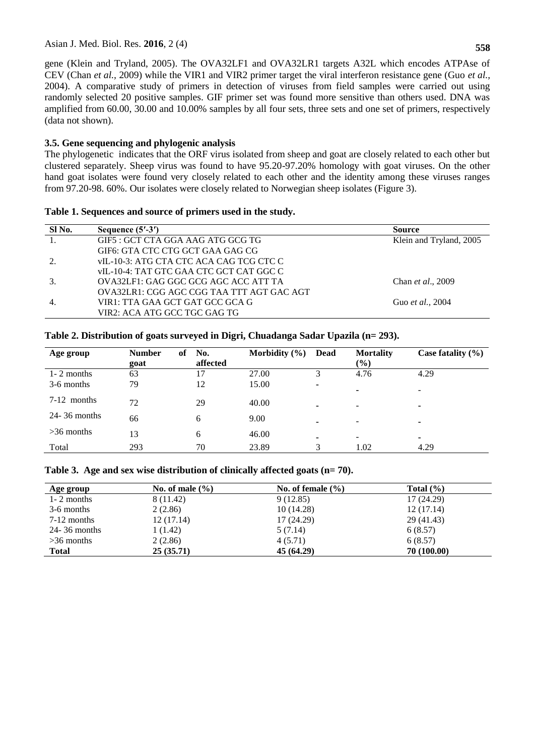gene (Klein and Tryland, 2005). The OVA32LF1 and OVA32LR1 targets A32L which encodes ATPAse of CEV (Chan *et al.*, 2009) while the VIR1 and VIR2 primer target the viral interferon resistance gene (Guo *et al.*, 2004). A comparative study of primers in detection of viruses from field samples were carried out using randomly selected 20 positive samples. GIF primer set was found more sensitive than others used. DNA was amplified from 60.00, 30.00 and 10.00% samples by all four sets, three sets and one set of primers, respectively (data not shown).

### 3.5. Gene sequencing and phylogenic analysis

The phylogenetic indicates that the ORF virus isolated from sheep and goat are closely related to each other but clustered separately. Sheep virus was found to have 95.20-97.20% homology with goat viruses. On the other hand goat isolates were found very closely related to each other and the identity among these viruses ranges from 97.20-98. 60%. Our isolates were closely related to Norwegian sheep isolates (Figure 3).

**Table 1. Sequences and source of primers used in the study.**

| Sl No. | Sequence (5′-3′) | Source |
|---|---|---|
| 1. | GIF5 : GCT CTA GGA AAG ATG GCG TG | Klein and Tryland, 2005 |
| | GIF6: GTA CTC CTG GCT GAA GAG CG | |
| 2. | vIL-10-3: ATG CTA CTC ACA CAG TCG CTC C | |
| | vIL-10-4: TAT GTC GAA CTC GCT CAT GGC C | |
| 3. | OVA32LF1: GAG GGC GCG AGC ACC ATT TA | Chan *et al*., 2009 |
| | OVA32LR1: CGG AGC CGG TAA TTT AGT GAC AGT | |
| 4. | VIR1: TTA GAA GCT GAT GCC GCA G | Guo *et al.*, 2004 |
| | VIR2: ACA ATG GCC TGC GAG TG | |

**Table 2. Distribution of goats surveyed in Digri, Chuadanga Sadar Upazila (n= 293).**

| Age group | Number of goat | No. affected | Morbidity (%) | Dead | Mortality (%) | Case fatality (%) |
|---|---|---|---|---|---|---|
| 1- 2 months | 63 | 17 | 27.00 | 3 | 4.76 | 4.29 |
| 3-6 months | 79 | 12 | 15.00 | - | - | - |
| 7-12 months | 72 | 29 | 40.00 | - | - | - |
| 24- 36 months | 66 | 6 | 9.00 | - | - | - |
| >36 months | 13 | 6 | 46.00 | - | - | - |
| Total | 293 | 70 | 23.89 | 3 | 1.02 | 4.29 |

**Table 3. Age and sex wise distribution of clinically affected goats (n= 70).**

| Age group | No. of male (%) | No. of female (%) | Total (%) |
|---|---|---|---|
| 1- 2 months | 8 (11.42) | 9 (12.85) | 17 (24.29) |
| 3-6 months | 2 (2.86) | 10 (14.28) | 12 (17.14) |
| 7-12 months | 12 (17.14) | 17 (24.29) | 29 (41.43) |
| 24- 36 months | 1 (1.42) | 5 (7.14) | 6 (8.57) |
| >36 months | 2 (2.86) | 4 (5.71) | 6 (8.57) |
| **Total** | **25 (35.71)** | **45 (64.29)** | **70 (100.00)** |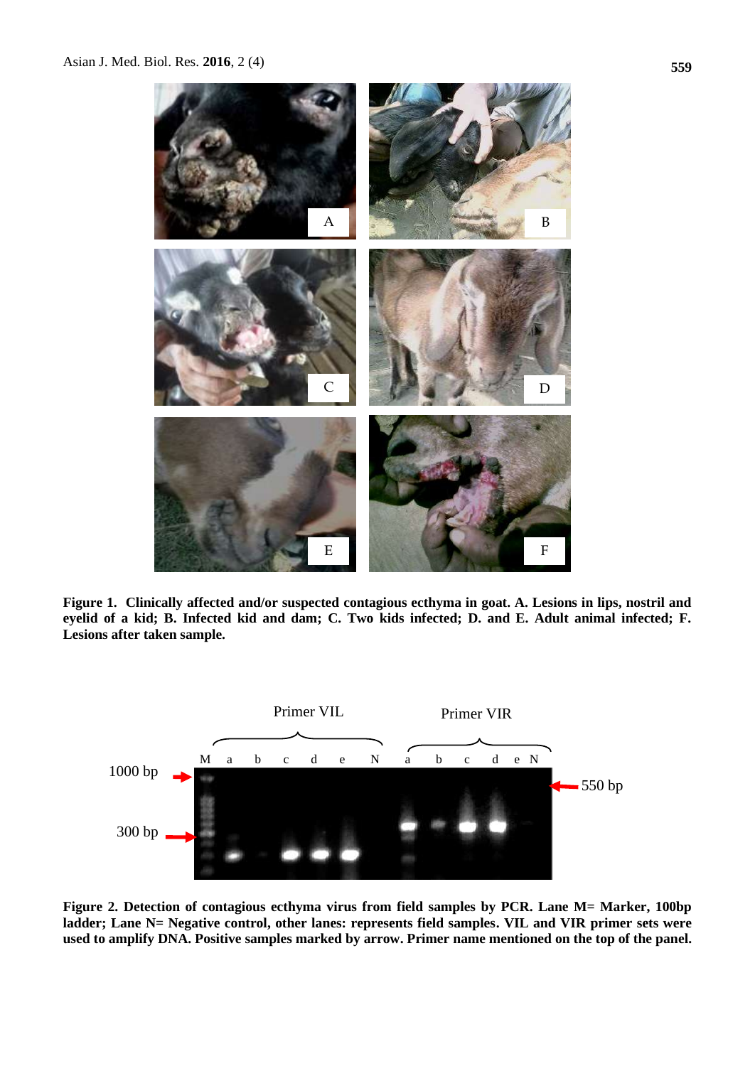**Figure 1. Clinically affected and/or suspected contagious ecthyma in goat. A. Lesions in lips, nostril and eyelid of a kid; B. Infected kid and dam; C. Two kids infected; D. and E. Adult animal infected; F. Lesions after taken sample.**

**Figure 2. Detection of contagious ecthyma virus from field samples by PCR. Lane M= Marker, 100bp ladder; Lane N= Negative control, other lanes: represents field samples. VIL and VIR primer sets were used to amplify DNA. Positive samples marked by arrow. Primer name mentioned on the top of the panel.**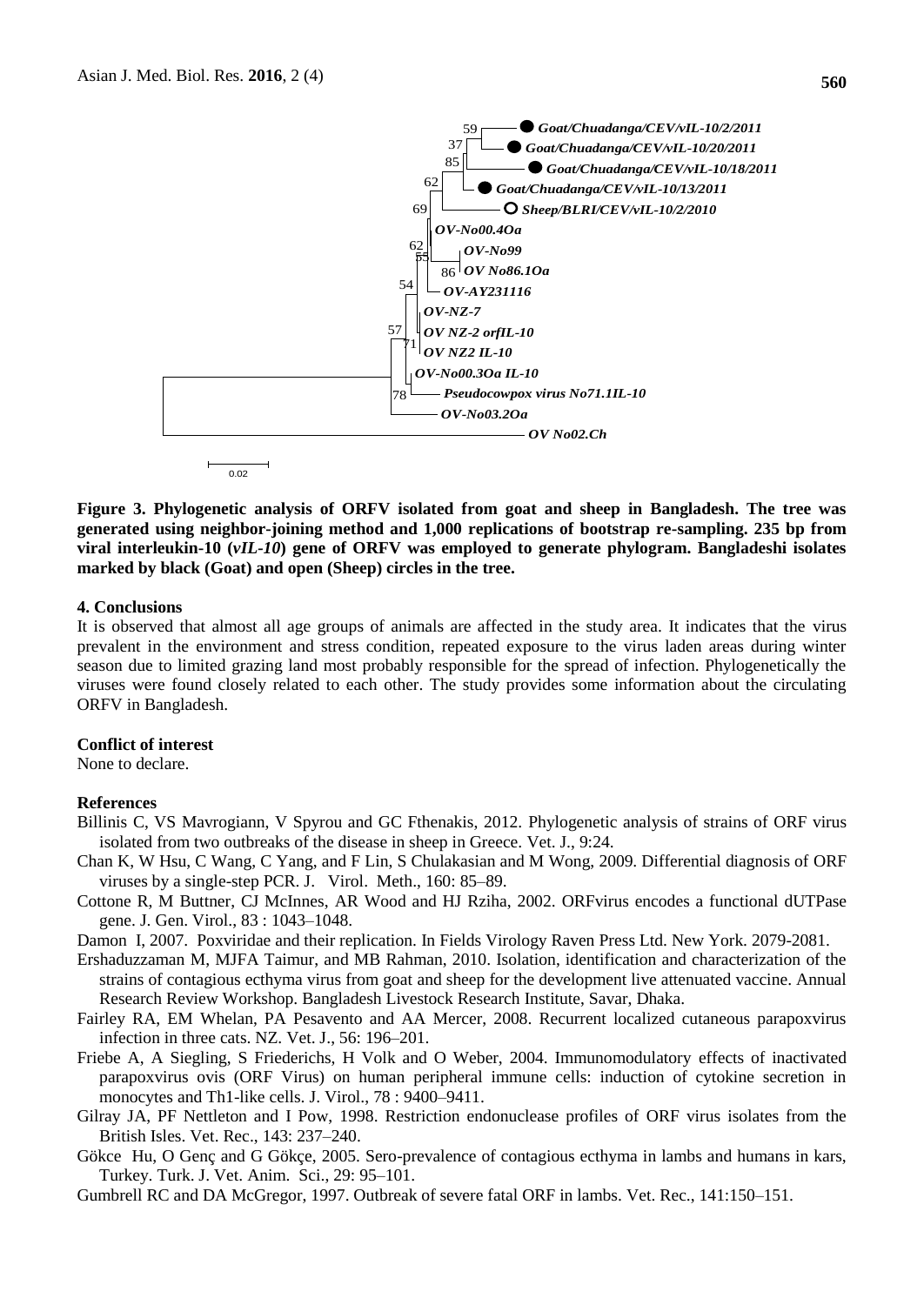**Figure 3. Phylogenetic analysis of ORFV isolated from goat and sheep in Bangladesh. The tree was generated using neighbor-joining method and 1,000 replications of bootstrap re-sampling. 235 bp from viral interleukin-10 (*vIL-10*) gene of ORFV was employed to generate phylogram. Bangladeshi isolates marked by black (Goat) and open (Sheep) circles in the tree.**

## 4. Conclusions

It is observed that almost all age groups of animals are affected in the study area. It indicates that the virus prevalent in the environment and stress condition, repeated exposure to the virus laden areas during winter season due to limited grazing land most probably responsible for the spread of infection. Phylogenetically the viruses were found closely related to each other. The study provides some information about the circulating ORFV in Bangladesh.

## Conflict of interest

None to declare.

## References

Billinis C, VS Mavrogiann, V Spyrou and GC Fthenakis, 2012. Phylogenetic analysis of strains of ORF virus isolated from two outbreaks of the disease in sheep in Greece. Vet. J., 9:24.

Chan K, W Hsu, C Wang, C Yang, and F Lin, S Chulakasian and M Wong, 2009. Differential diagnosis of ORF viruses by a single-step PCR. J. Virol. Meth., 160: 85–89.

Cottone R, M Buttner, CJ McInnes, AR Wood and HJ Rziha, 2002. ORFvirus encodes a functional dUTPase gene. J. Gen. Virol., 83 : 1043–1048.

Damon I, 2007. Poxviridae and their replication. In Fields Virology Raven Press Ltd. New York. 2079-2081.

Ershaduzzaman M, MJFA Taimur, and MB Rahman, 2010. Isolation, identification and characterization of the strains of contagious ecthyma virus from goat and sheep for the development live attenuated vaccine. Annual Research Review Workshop. Bangladesh Livestock Research Institute, Savar, Dhaka.

Fairley RA, EM Whelan, PA Pesavento and AA Mercer, 2008. Recurrent localized cutaneous parapoxvirus infection in three cats. NZ. Vet. J., 56: 196–201.

Friebe A, A Siegling, S Friederichs, H Volk and O Weber, 2004. Immunomodulatory effects of inactivated parapoxvirus ovis (ORF Virus) on human peripheral immune cells: induction of cytokine secretion in monocytes and Th1-like cells. J. Virol., 78 : 9400–9411.

Gilray JA, PF Nettleton and I Pow, 1998. Restriction endonuclease profiles of ORF virus isolates from the British Isles. Vet. Rec., 143: 237–240.

Gökce Hu, O Genç and G Gökçe, 2005. Sero-prevalence of contagious ecthyma in lambs and humans in kars, Turkey. Turk. J. Vet. Anim. Sci., 29: 95–101.

Gumbrell RC and DA McGregor, 1997. Outbreak of severe fatal ORF in lambs. Vet. Rec., 141:150–151.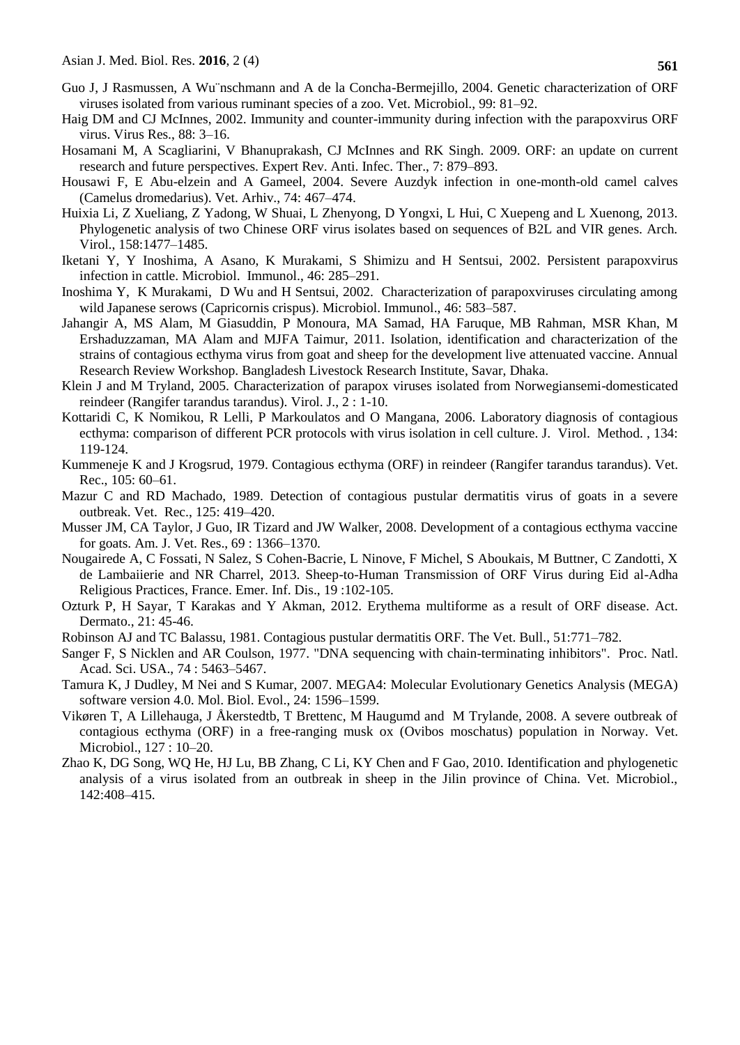Guo J, J Rasmussen, A Wu¨nschmann and A de la Concha-Bermejillo, 2004. Genetic characterization of ORF viruses isolated from various ruminant species of a zoo. Vet. Microbiol., 99: 81–92.

Haig DM and CJ McInnes, 2002. Immunity and counter-immunity during infection with the parapoxvirus ORF virus. Virus Res., 88: 3–16.

Hosamani M, A Scagliarini, V Bhanuprakash, CJ McInnes and RK Singh. 2009. ORF: an update on current research and future perspectives. Expert Rev. Anti. Infec. Ther., 7: 879–893.

Housawi F, E Abu-elzein and A Gameel, 2004. Severe Auzdyk infection in one-month-old camel calves (Camelus dromedarius). Vet. Arhiv., 74: 467–474.

Huixia Li, Z Xueliang, Z Yadong, W Shuai, L Zhenyong, D Yongxi, L Hui, C Xuepeng and L Xuenong, 2013. Phylogenetic analysis of two Chinese ORF virus isolates based on sequences of B2L and VIR genes. Arch. Virol., 158:1477–1485.

Iketani Y, Y Inoshima, A Asano, K Murakami, S Shimizu and H Sentsui, 2002. Persistent parapoxvirus infection in cattle. Microbiol. Immunol., 46: 285–291.

Inoshima Y, K Murakami, D Wu and H Sentsui, 2002. Characterization of parapoxviruses circulating among wild Japanese serows (Capricornis crispus). Microbiol. Immunol., 46: 583–587.

Jahangir A, MS Alam, M Giasuddin, P Monoura, MA Samad, HA Faruque, MB Rahman, MSR Khan, M Ershaduzzaman, MA Alam and MJFA Taimur, 2011. Isolation, identification and characterization of the strains of contagious ecthyma virus from goat and sheep for the development live attenuated vaccine. Annual Research Review Workshop. Bangladesh Livestock Research Institute, Savar, Dhaka.

Klein J and M Tryland, 2005. Characterization of parapox viruses isolated from Norwegiansemi-domesticated reindeer (Rangifer tarandus tarandus). Virol. J., 2 : 1-10.

Kottaridi C, K Nomikou, R Lelli, P Markoulatos and O Mangana, 2006. Laboratory diagnosis of contagious ecthyma: comparison of different PCR protocols with virus isolation in cell culture. J. Virol. Method. , 134: 119-124.

Kummeneje K and J Krogsrud, 1979. Contagious ecthyma (ORF) in reindeer (Rangifer tarandus tarandus). Vet. Rec., 105: 60–61.

Mazur C and RD Machado, 1989. Detection of contagious pustular dermatitis virus of goats in a severe outbreak. Vet. Rec., 125: 419–420.

Musser JM, CA Taylor, J Guo, IR Tizard and JW Walker, 2008. Development of a contagious ecthyma vaccine for goats. Am. J. Vet. Res., 69 : 1366–1370.

Nougairede A, C Fossati, N Salez, S Cohen-Bacrie, L Ninove, F Michel, S Aboukais, M Buttner, C Zandotti, X de Lambaiierie and NR Charrel, 2013. Sheep-to-Human Transmission of ORF Virus during Eid al-Adha Religious Practices, France. Emer. Inf. Dis., 19 :102-105.

Ozturk P, H Sayar, T Karakas and Y Akman, 2012. Erythema multiforme as a result of ORF disease. Act. Dermato., 21: 45-46.

Robinson AJ and TC Balassu, 1981. Contagious pustular dermatitis ORF. The Vet. Bull., 51:771–782.

Sanger F, S Nicklen and AR Coulson, 1977. "DNA sequencing with chain-terminating inhibitors". Proc. Natl. Acad. Sci. USA., 74 : 5463–5467.

Tamura K, J Dudley, M Nei and S Kumar, 2007. MEGA4: Molecular Evolutionary Genetics Analysis (MEGA) software version 4.0. Mol. Biol. Evol., 24: 1596–1599.

Vikøren T, A Lillehauga, J Åkerstedtb, T Brettenc, M Haugumd and M Trylande, 2008. A severe outbreak of contagious ecthyma (ORF) in a free-ranging musk ox (Ovibos moschatus) population in Norway. Vet. Microbiol., 127 : 10–20.

Zhao K, DG Song, WQ He, HJ Lu, BB Zhang, C Li, KY Chen and F Gao, 2010. Identification and phylogenetic analysis of a virus isolated from an outbreak in sheep in the Jilin province of China. Vet. Microbiol., 142:408–415.